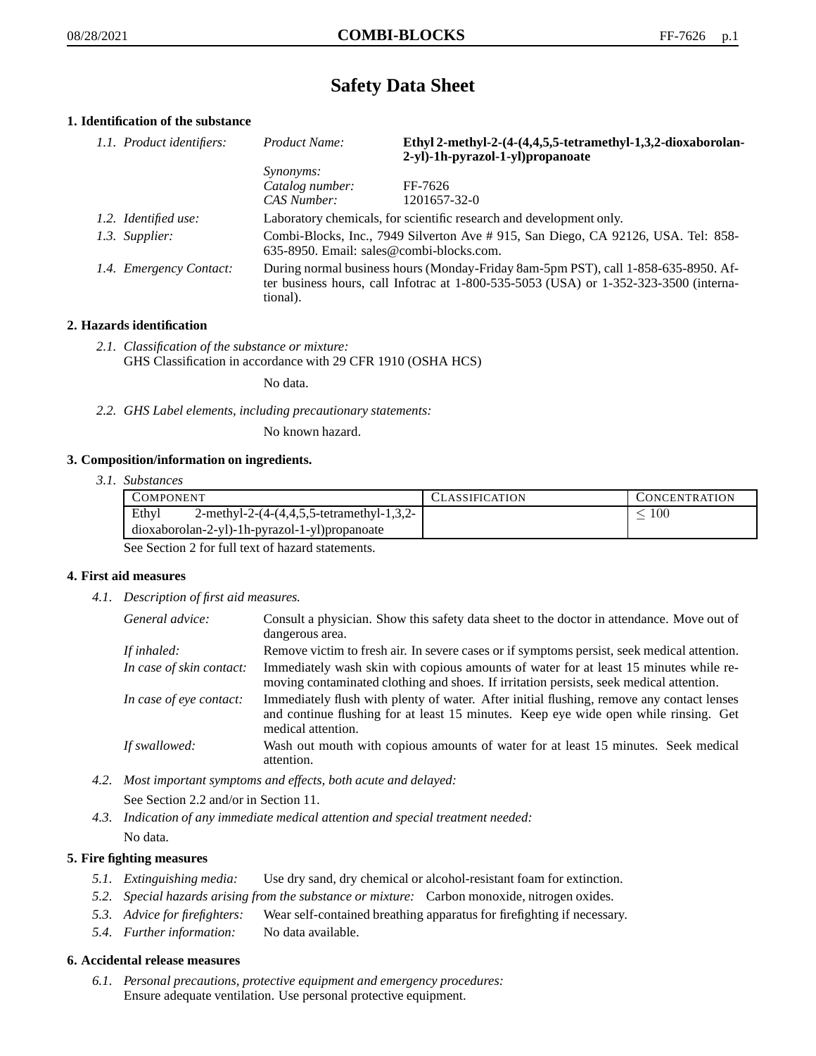# Safety Data Sheet

## 1. Identification of the substance

*1.1. Product identifiers:*

| | |
|---|---|
| *Product Name:* | **Ethyl 2-methyl-2-(4-(4,4,5,5-tetramethyl-1,3,2-dioxaborolan-2-yl)-1h-pyrazol-1-yl)propanoate** |
| *Synonyms:* | |
| *Catalog number:* | FF-7626 |
| *CAS Number:* | 1201657-32-0 |

*1.2. Identified use:* Laboratory chemicals, for scientific research and development only.

*1.3. Supplier:* Combi-Blocks, Inc., 7949 Silverton Ave # 915, San Diego, CA 92126, USA. Tel: 858-635-8950. Email: sales@combi-blocks.com.

*1.4. Emergency Contact:* During normal business hours (Monday-Friday 8am-5pm PST), call 1-858-635-8950. After business hours, call Infotrac at 1-800-535-5053 (USA) or 1-352-323-3500 (international).

## 2. Hazards identification

*2.1. Classification of the substance or mixture:*
GHS Classification in accordance with 29 CFR 1910 (OSHA HCS)

No data.

*2.2. GHS Label elements, including precautionary statements:*

No known hazard.

## 3. Composition/information on ingredients.

*3.1. Substances*

| Component | Classification | Concentration |
|---|---|---|
| Ethyl 2-methyl-2-(4-(4,4,5,5-tetramethyl-1,3,2-dioxaborolan-2-yl)-1h-pyrazol-1-yl)propanoate | | $\leq 100$ |

See Section 2 for full text of hazard statements.

## 4. First aid measures

*4.1. Description of first aid measures.*

*General advice:* Consult a physician. Show this safety data sheet to the doctor in attendance. Move out of dangerous area.

*If inhaled:* Remove victim to fresh air. In severe cases or if symptoms persist, seek medical attention.

*In case of skin contact:* Immediately wash skin with copious amounts of water for at least 15 minutes while removing contaminated clothing and shoes. If irritation persists, seek medical attention.

*In case of eye contact:* Immediately flush with plenty of water. After initial flushing, remove any contact lenses and continue flushing for at least 15 minutes. Keep eye wide open while rinsing. Get medical attention.

*If swallowed:* Wash out mouth with copious amounts of water for at least 15 minutes. Seek medical attention.

*4.2. Most important symptoms and effects, both acute and delayed:*

See Section 2.2 and/or in Section 11.

*4.3. Indication of any immediate medical attention and special treatment needed:*

No data.

## 5. Fire fighting measures

*5.1. Extinguishing media:* Use dry sand, dry chemical or alcohol-resistant foam for extinction.

*5.2. Special hazards arising from the substance or mixture:* Carbon monoxide, nitrogen oxides.

*5.3. Advice for firefighters:* Wear self-contained breathing apparatus for firefighting if necessary.

*5.4. Further information:* No data available.

## 6. Accidental release measures

*6.1. Personal precautions, protective equipment and emergency procedures:*
Ensure adequate ventilation. Use personal protective equipment.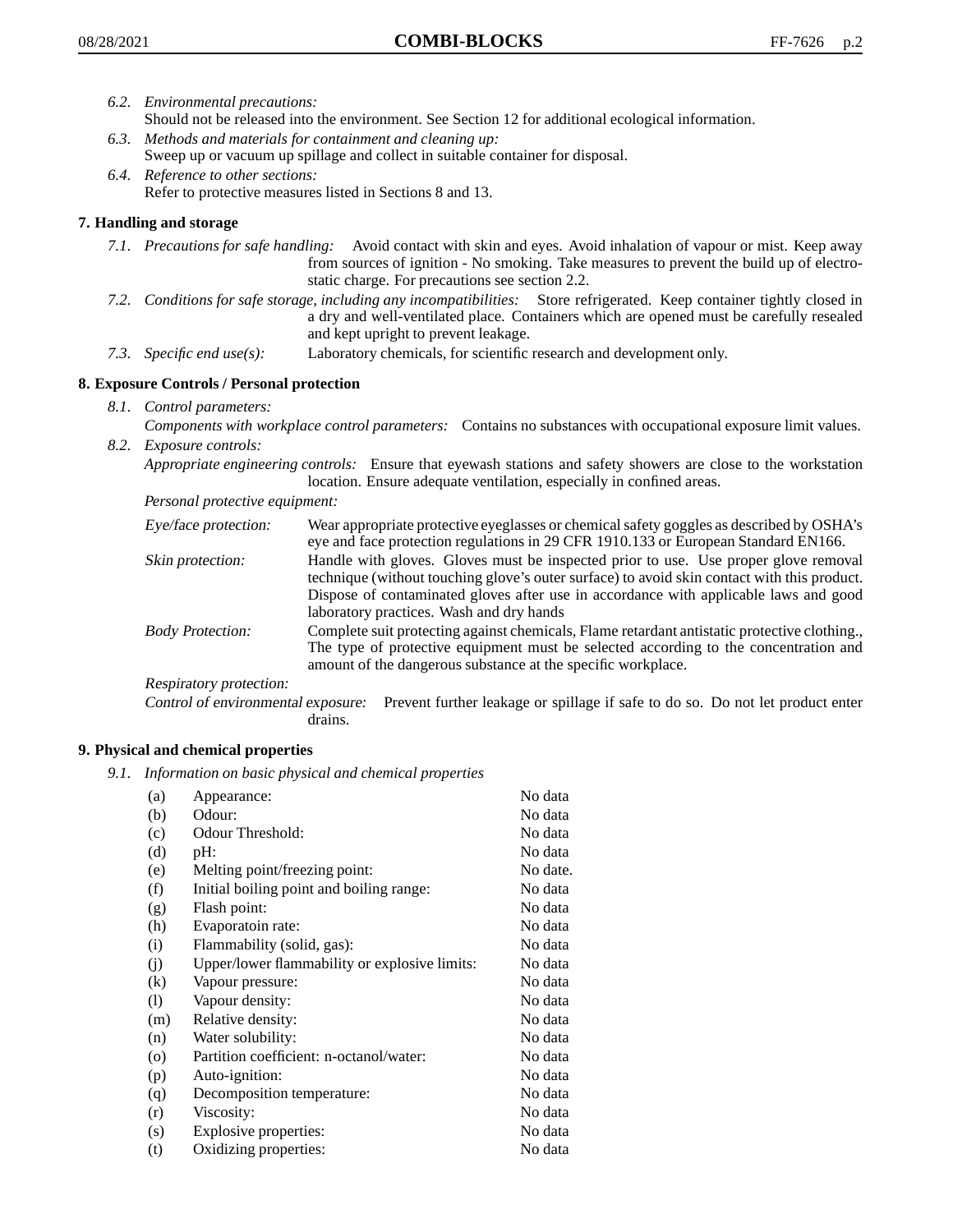6.2. *Environmental precautions:*
Should not be released into the environment. See Section 12 for additional ecological information.

6.3. *Methods and materials for containment and cleaning up:*
Sweep up or vacuum up spillage and collect in suitable container for disposal.

6.4. *Reference to other sections:*
Refer to protective measures listed in Sections 8 and 13.

## 7. Handling and storage

7.1. *Precautions for safe handling:* Avoid contact with skin and eyes. Avoid inhalation of vapour or mist. Keep away from sources of ignition - No smoking. Take measures to prevent the build up of electrostatic charge. For precautions see section 2.2.

7.2. *Conditions for safe storage, including any incompatibilities:* Store refrigerated. Keep container tightly closed in a dry and well-ventilated place. Containers which are opened must be carefully resealed and kept upright to prevent leakage.

7.3. *Specific end use(s):* Laboratory chemicals, for scientific research and development only.

## 8. Exposure Controls / Personal protection

8.1. *Control parameters:*
*Components with workplace control parameters:* Contains no substances with occupational exposure limit values.

8.2. *Exposure controls:*
*Appropriate engineering controls:* Ensure that eyewash stations and safety showers are close to the workstation location. Ensure adequate ventilation, especially in confined areas.

*Personal protective equipment:*

*Eye/face protection:* Wear appropriate protective eyeglasses or chemical safety goggles as described by OSHA's eye and face protection regulations in 29 CFR 1910.133 or European Standard EN166.

*Skin protection:* Handle with gloves. Gloves must be inspected prior to use. Use proper glove removal technique (without touching glove's outer surface) to avoid skin contact with this product. Dispose of contaminated gloves after use in accordance with applicable laws and good laboratory practices. Wash and dry hands

*Body Protection:* Complete suit protecting against chemicals, Flame retardant antistatic protective clothing., The type of protective equipment must be selected according to the concentration and amount of the dangerous substance at the specific workplace.

*Respiratory protection:*

*Control of environmental exposure:* Prevent further leakage or spillage if safe to do so. Do not let product enter drains.

## 9. Physical and chemical properties

9.1. *Information on basic physical and chemical properties*

| | | |
|---|---|---|
| (a) | Appearance: | No data |
| (b) | Odour: | No data |
| (c) | Odour Threshold: | No data |
| (d) | pH: | No data |
| (e) | Melting point/freezing point: | No date. |
| (f) | Initial boiling point and boiling range: | No data |
| (g) | Flash point: | No data |
| (h) | Evaporatoin rate: | No data |
| (i) | Flammability (solid, gas): | No data |
| (j) | Upper/lower flammability or explosive limits: | No data |
| (k) | Vapour pressure: | No data |
| (l) | Vapour density: | No data |
| (m) | Relative density: | No data |
| (n) | Water solubility: | No data |
| (o) | Partition coefficient: n-octanol/water: | No data |
| (p) | Auto-ignition: | No data |
| (q) | Decomposition temperature: | No data |
| (r) | Viscosity: | No data |
| (s) | Explosive properties: | No data |
| (t) | Oxidizing properties: | No data |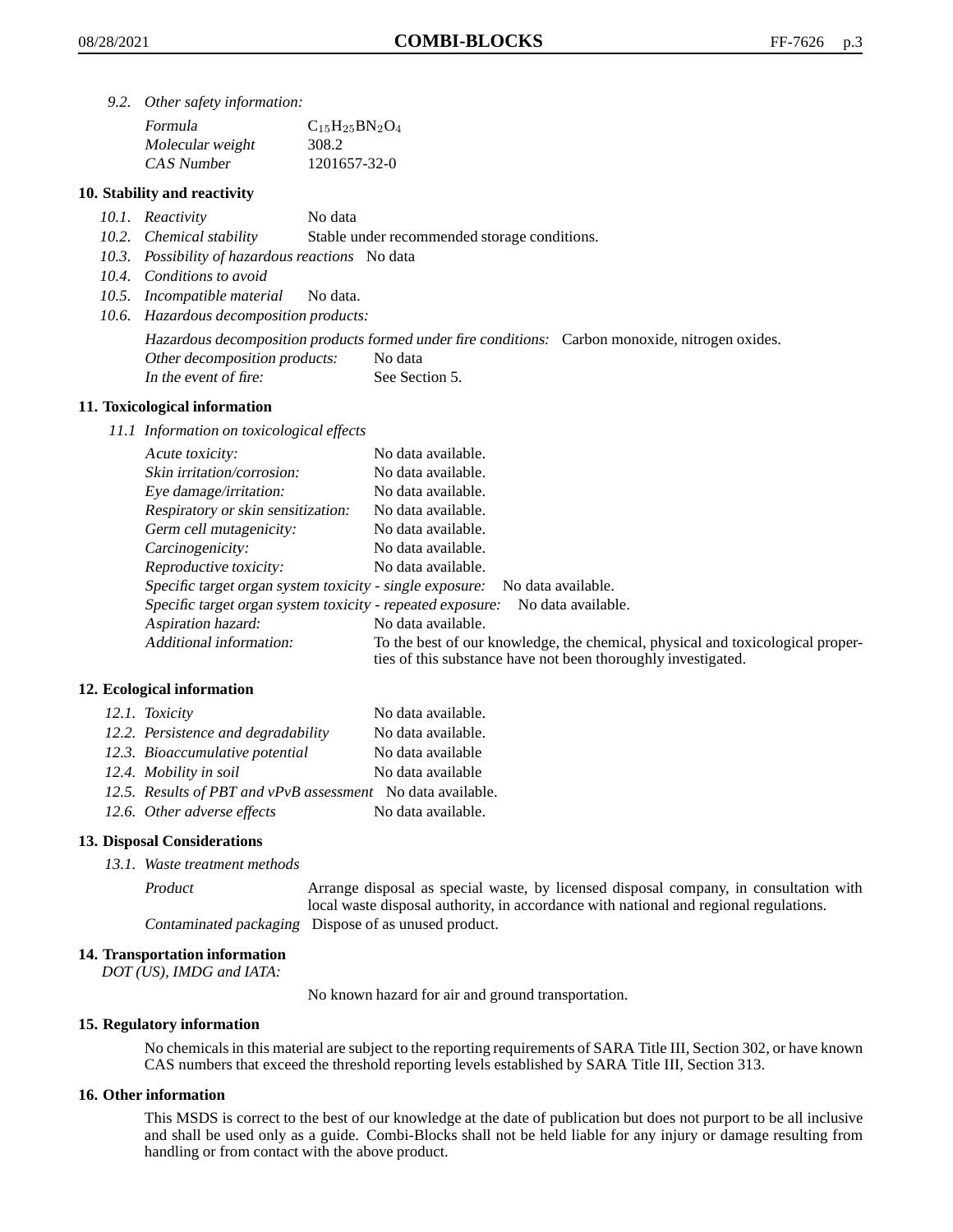*9.2. Other safety information:*

| | |
|---|---|
| *Formula* | $C_{15}H_{25}BN_2O_4$ |
| *Molecular weight* | 308.2 |
| *CAS Number* | 1201657-32-0 |

## 10. Stability and reactivity

*10.1. Reactivity* No data

*10.2. Chemical stability* Stable under recommended storage conditions.

*10.3. Possibility of hazardous reactions* No data

*10.4. Conditions to avoid*

*10.5. Incompatible material* No data.

*10.6. Hazardous decomposition products:*

*Hazardous decomposition products formed under fire conditions:* Carbon monoxide, nitrogen oxides.

*Other decomposition products:* No data

*In the event of fire:* See Section 5.

## 11. Toxicological information

*11.1 Information on toxicological effects*

| | |
|---|---|
| *Acute toxicity:* | No data available. |
| *Skin irritation/corrosion:* | No data available. |
| *Eye damage/irritation:* | No data available. |
| *Respiratory or skin sensitization:* | No data available. |
| *Germ cell mutagenicity:* | No data available. |
| *Carcinogenicity:* | No data available. |
| *Reproductive toxicity:* | No data available. |
| *Specific target organ system toxicity - single exposure:* | No data available. |
| *Specific target organ system toxicity - repeated exposure:* | No data available. |
| *Aspiration hazard:* | No data available. |
| *Additional information:* | To the best of our knowledge, the chemical, physical and toxicological properties of this substance have not been thoroughly investigated. |

## 12. Ecological information

| | |
|---|---|
| *12.1. Toxicity* | No data available. |
| *12.2. Persistence and degradability* | No data available. |
| *12.3. Bioaccumulative potential* | No data available |
| *12.4. Mobility in soil* | No data available |
| *12.5. Results of PBT and vPvB assessment* | No data available. |
| *12.6. Other adverse effects* | No data available. |

## 13. Disposal Considerations

*13.1. Waste treatment methods*

*Product* Arrange disposal as special waste, by licensed disposal company, in consultation with local waste disposal authority, in accordance with national and regional regulations.

*Contaminated packaging* Dispose of as unused product.

## 14. Transportation information

*DOT (US), IMDG and IATA:*

No known hazard for air and ground transportation.

## 15. Regulatory information

No chemicals in this material are subject to the reporting requirements of SARA Title III, Section 302, or have known CAS numbers that exceed the threshold reporting levels established by SARA Title III, Section 313.

## 16. Other information

This MSDS is correct to the best of our knowledge at the date of publication but does not purport to be all inclusive and shall be used only as a guide. Combi-Blocks shall not be held liable for any injury or damage resulting from handling or from contact with the above product.